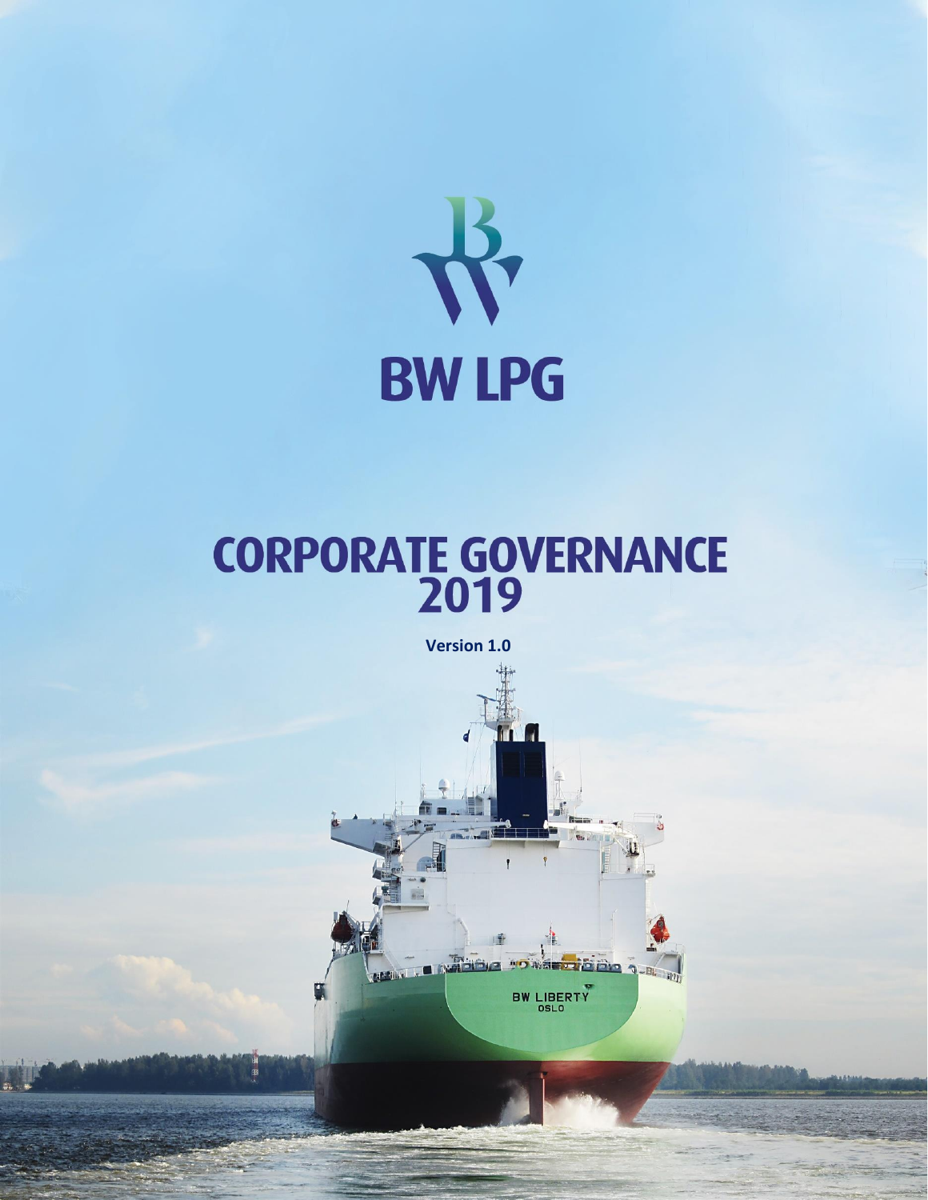# BW LPG

# CORPORATE GOVERNANCE 2019

**Version 1.0**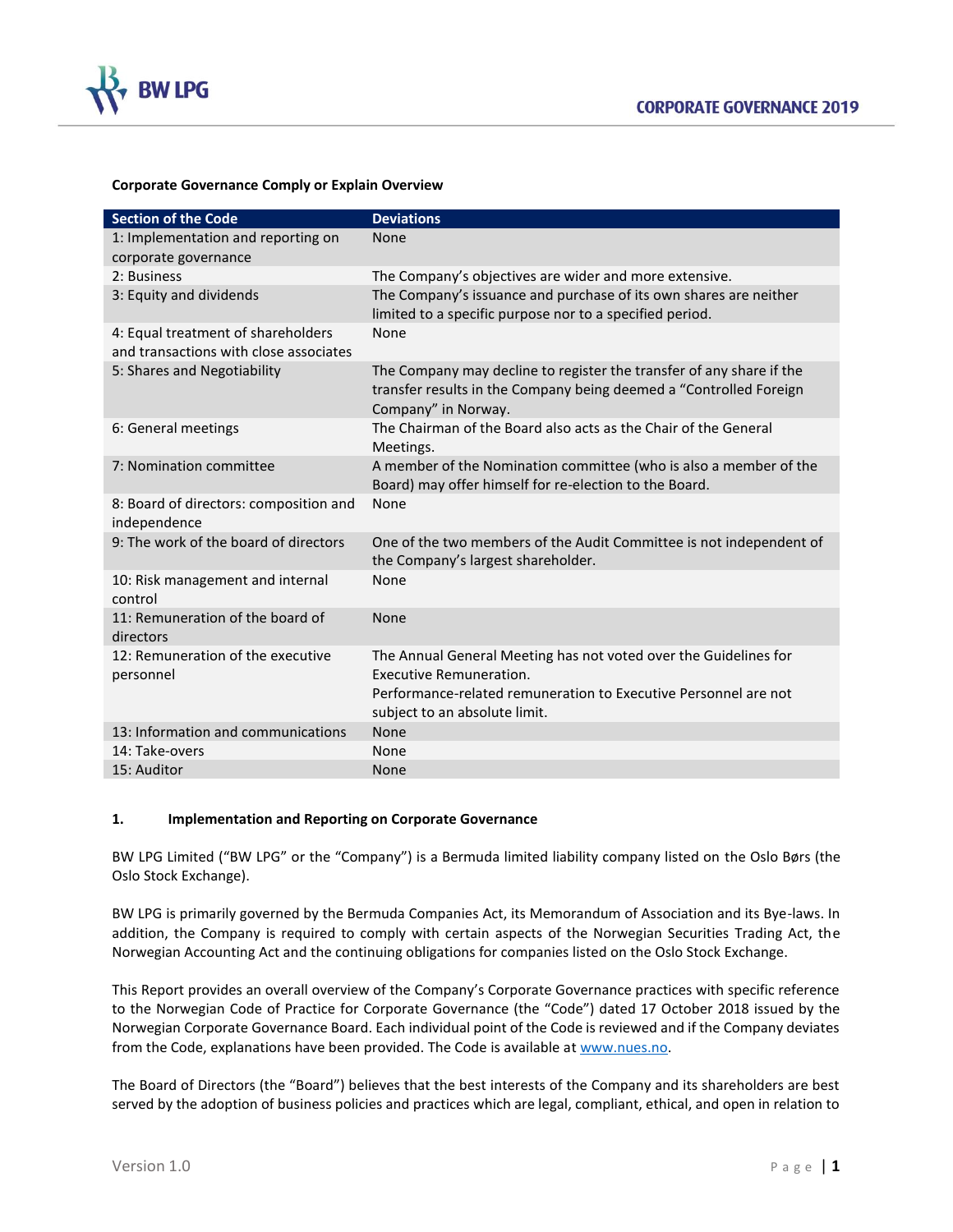**Corporate Governance Comply or Explain Overview**

| Section of the Code | Deviations |
| --- | --- |
| 1: Implementation and reporting on corporate governance | None |
| 2: Business | The Company's objectives are wider and more extensive. |
| 3: Equity and dividends | The Company's issuance and purchase of its own shares are neither limited to a specific purpose nor to a specified period. |
| 4: Equal treatment of shareholders and transactions with close associates | None |
| 5: Shares and Negotiability | The Company may decline to register the transfer of any share if the transfer results in the Company being deemed a "Controlled Foreign Company" in Norway. |
| 6: General meetings | The Chairman of the Board also acts as the Chair of the General Meetings. |
| 7: Nomination committee | A member of the Nomination committee (who is also a member of the Board) may offer himself for re-election to the Board. |
| 8: Board of directors: composition and independence | None |
| 9: The work of the board of directors | One of the two members of the Audit Committee is not independent of the Company's largest shareholder. |
| 10: Risk management and internal control | None |
| 11: Remuneration of the board of directors | None |
| 12: Remuneration of the executive personnel | The Annual General Meeting has not voted over the Guidelines for Executive Remuneration. Performance-related remuneration to Executive Personnel are not subject to an absolute limit. |
| 13: Information and communications | None |
| 14: Take-overs | None |
| 15: Auditor | None |

## 1. Implementation and Reporting on Corporate Governance

BW LPG Limited ("BW LPG" or the "Company") is a Bermuda limited liability company listed on the Oslo Børs (the Oslo Stock Exchange).

BW LPG is primarily governed by the Bermuda Companies Act, its Memorandum of Association and its Bye-laws. In addition, the Company is required to comply with certain aspects of the Norwegian Securities Trading Act, the Norwegian Accounting Act and the continuing obligations for companies listed on the Oslo Stock Exchange.

This Report provides an overall overview of the Company's Corporate Governance practices with specific reference to the Norwegian Code of Practice for Corporate Governance (the "Code") dated 17 October 2018 issued by the Norwegian Corporate Governance Board. Each individual point of the Code is reviewed and if the Company deviates from the Code, explanations have been provided. The Code is available at www.nues.no.

The Board of Directors (the "Board") believes that the best interests of the Company and its shareholders are best served by the adoption of business policies and practices which are legal, compliant, ethical, and open in relation to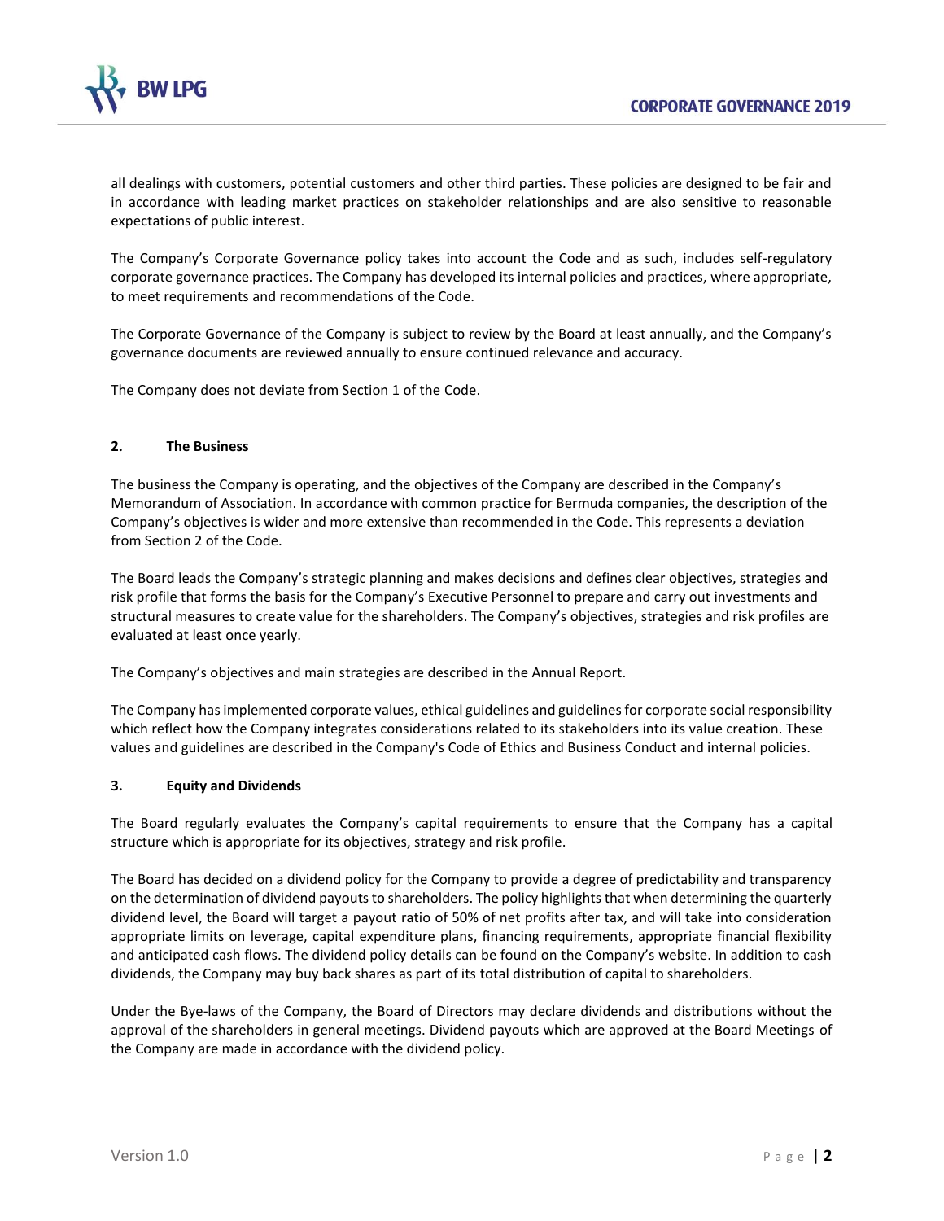all dealings with customers, potential customers and other third parties. These policies are designed to be fair and in accordance with leading market practices on stakeholder relationships and are also sensitive to reasonable expectations of public interest.

The Company's Corporate Governance policy takes into account the Code and as such, includes self-regulatory corporate governance practices. The Company has developed its internal policies and practices, where appropriate, to meet requirements and recommendations of the Code.

The Corporate Governance of the Company is subject to review by the Board at least annually, and the Company's governance documents are reviewed annually to ensure continued relevance and accuracy.

The Company does not deviate from Section 1 of the Code.

## 2. The Business

The business the Company is operating, and the objectives of the Company are described in the Company's Memorandum of Association. In accordance with common practice for Bermuda companies, the description of the Company's objectives is wider and more extensive than recommended in the Code. This represents a deviation from Section 2 of the Code.

The Board leads the Company's strategic planning and makes decisions and defines clear objectives, strategies and risk profile that forms the basis for the Company's Executive Personnel to prepare and carry out investments and structural measures to create value for the shareholders. The Company's objectives, strategies and risk profiles are evaluated at least once yearly.

The Company's objectives and main strategies are described in the Annual Report.

The Company has implemented corporate values, ethical guidelines and guidelines for corporate social responsibility which reflect how the Company integrates considerations related to its stakeholders into its value creation. These values and guidelines are described in the Company's Code of Ethics and Business Conduct and internal policies.

## 3. Equity and Dividends

The Board regularly evaluates the Company's capital requirements to ensure that the Company has a capital structure which is appropriate for its objectives, strategy and risk profile.

The Board has decided on a dividend policy for the Company to provide a degree of predictability and transparency on the determination of dividend payouts to shareholders. The policy highlights that when determining the quarterly dividend level, the Board will target a payout ratio of 50% of net profits after tax, and will take into consideration appropriate limits on leverage, capital expenditure plans, financing requirements, appropriate financial flexibility and anticipated cash flows. The dividend policy details can be found on the Company's website. In addition to cash dividends, the Company may buy back shares as part of its total distribution of capital to shareholders.

Under the Bye-laws of the Company, the Board of Directors may declare dividends and distributions without the approval of the shareholders in general meetings. Dividend payouts which are approved at the Board Meetings of the Company are made in accordance with the dividend policy.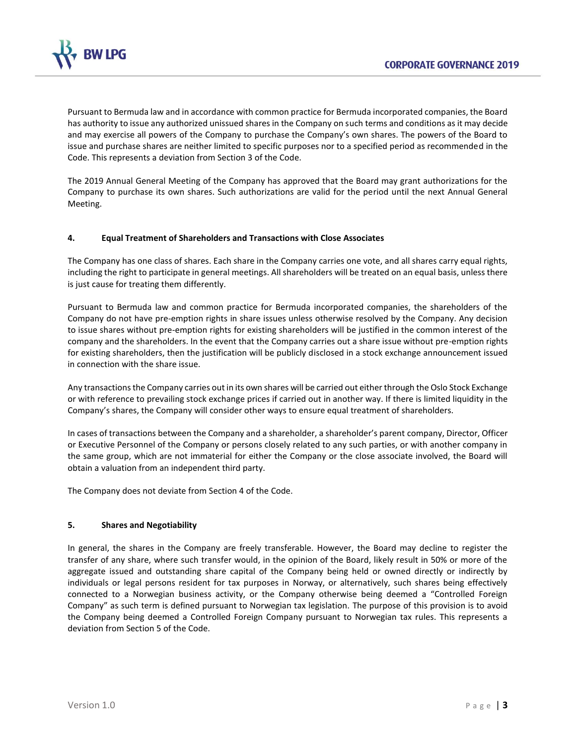Pursuant to Bermuda law and in accordance with common practice for Bermuda incorporated companies, the Board has authority to issue any authorized unissued shares in the Company on such terms and conditions as it may decide and may exercise all powers of the Company to purchase the Company's own shares. The powers of the Board to issue and purchase shares are neither limited to specific purposes nor to a specified period as recommended in the Code. This represents a deviation from Section 3 of the Code.

The 2019 Annual General Meeting of the Company has approved that the Board may grant authorizations for the Company to purchase its own shares. Such authorizations are valid for the period until the next Annual General Meeting.

## 4. Equal Treatment of Shareholders and Transactions with Close Associates

The Company has one class of shares. Each share in the Company carries one vote, and all shares carry equal rights, including the right to participate in general meetings. All shareholders will be treated on an equal basis, unless there is just cause for treating them differently.

Pursuant to Bermuda law and common practice for Bermuda incorporated companies, the shareholders of the Company do not have pre-emption rights in share issues unless otherwise resolved by the Company. Any decision to issue shares without pre-emption rights for existing shareholders will be justified in the common interest of the company and the shareholders. In the event that the Company carries out a share issue without pre-emption rights for existing shareholders, then the justification will be publicly disclosed in a stock exchange announcement issued in connection with the share issue.

Any transactions the Company carries out in its own shares will be carried out either through the Oslo Stock Exchange or with reference to prevailing stock exchange prices if carried out in another way. If there is limited liquidity in the Company's shares, the Company will consider other ways to ensure equal treatment of shareholders.

In cases of transactions between the Company and a shareholder, a shareholder's parent company, Director, Officer or Executive Personnel of the Company or persons closely related to any such parties, or with another company in the same group, which are not immaterial for either the Company or the close associate involved, the Board will obtain a valuation from an independent third party.

The Company does not deviate from Section 4 of the Code.

## 5. Shares and Negotiability

In general, the shares in the Company are freely transferable. However, the Board may decline to register the transfer of any share, where such transfer would, in the opinion of the Board, likely result in 50% or more of the aggregate issued and outstanding share capital of the Company being held or owned directly or indirectly by individuals or legal persons resident for tax purposes in Norway, or alternatively, such shares being effectively connected to a Norwegian business activity, or the Company otherwise being deemed a "Controlled Foreign Company" as such term is defined pursuant to Norwegian tax legislation. The purpose of this provision is to avoid the Company being deemed a Controlled Foreign Company pursuant to Norwegian tax rules. This represents a deviation from Section 5 of the Code.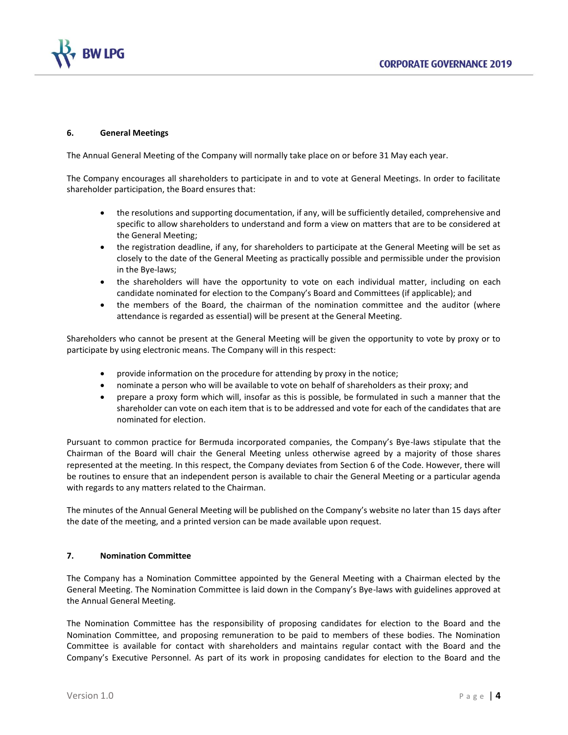## 6. General Meetings

The Annual General Meeting of the Company will normally take place on or before 31 May each year.

The Company encourages all shareholders to participate in and to vote at General Meetings. In order to facilitate shareholder participation, the Board ensures that:

- the resolutions and supporting documentation, if any, will be sufficiently detailed, comprehensive and specific to allow shareholders to understand and form a view on matters that are to be considered at the General Meeting;
- the registration deadline, if any, for shareholders to participate at the General Meeting will be set as closely to the date of the General Meeting as practically possible and permissible under the provision in the Bye-laws;
- the shareholders will have the opportunity to vote on each individual matter, including on each candidate nominated for election to the Company's Board and Committees (if applicable); and
- the members of the Board, the chairman of the nomination committee and the auditor (where attendance is regarded as essential) will be present at the General Meeting.

Shareholders who cannot be present at the General Meeting will be given the opportunity to vote by proxy or to participate by using electronic means. The Company will in this respect:

- provide information on the procedure for attending by proxy in the notice;
- nominate a person who will be available to vote on behalf of shareholders as their proxy; and
- prepare a proxy form which will, insofar as this is possible, be formulated in such a manner that the shareholder can vote on each item that is to be addressed and vote for each of the candidates that are nominated for election.

Pursuant to common practice for Bermuda incorporated companies, the Company's Bye-laws stipulate that the Chairman of the Board will chair the General Meeting unless otherwise agreed by a majority of those shares represented at the meeting. In this respect, the Company deviates from Section 6 of the Code. However, there will be routines to ensure that an independent person is available to chair the General Meeting or a particular agenda with regards to any matters related to the Chairman.

The minutes of the Annual General Meeting will be published on the Company's website no later than 15 days after the date of the meeting, and a printed version can be made available upon request.

## 7. Nomination Committee

The Company has a Nomination Committee appointed by the General Meeting with a Chairman elected by the General Meeting. The Nomination Committee is laid down in the Company's Bye-laws with guidelines approved at the Annual General Meeting.

The Nomination Committee has the responsibility of proposing candidates for election to the Board and the Nomination Committee, and proposing remuneration to be paid to members of these bodies. The Nomination Committee is available for contact with shareholders and maintains regular contact with the Board and the Company's Executive Personnel. As part of its work in proposing candidates for election to the Board and the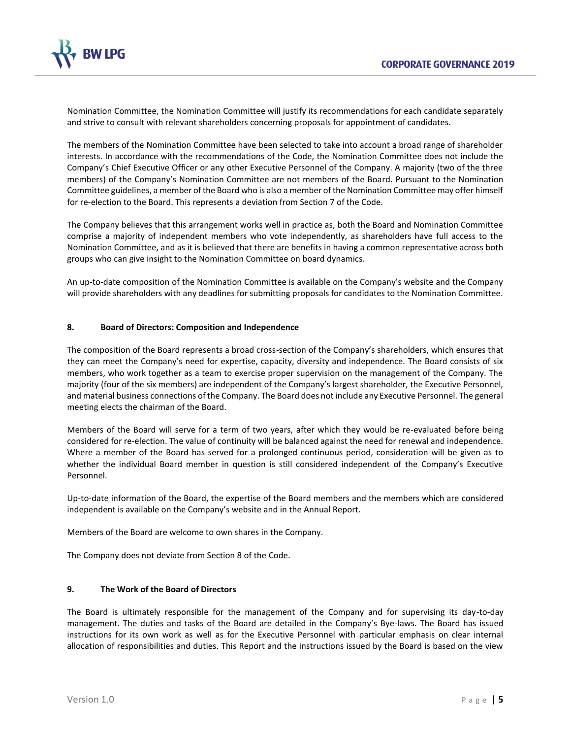Nomination Committee, the Nomination Committee will justify its recommendations for each candidate separately and strive to consult with relevant shareholders concerning proposals for appointment of candidates.

The members of the Nomination Committee have been selected to take into account a broad range of shareholder interests. In accordance with the recommendations of the Code, the Nomination Committee does not include the Company's Chief Executive Officer or any other Executive Personnel of the Company. A majority (two of the three members) of the Company's Nomination Committee are not members of the Board. Pursuant to the Nomination Committee guidelines, a member of the Board who is also a member of the Nomination Committee may offer himself for re-election to the Board. This represents a deviation from Section 7 of the Code.

The Company believes that this arrangement works well in practice as, both the Board and Nomination Committee comprise a majority of independent members who vote independently, as shareholders have full access to the Nomination Committee, and as it is believed that there are benefits in having a common representative across both groups who can give insight to the Nomination Committee on board dynamics.

An up-to-date composition of the Nomination Committee is available on the Company's website and the Company will provide shareholders with any deadlines for submitting proposals for candidates to the Nomination Committee.

## 8. Board of Directors: Composition and Independence

The composition of the Board represents a broad cross-section of the Company's shareholders, which ensures that they can meet the Company's need for expertise, capacity, diversity and independence. The Board consists of six members, who work together as a team to exercise proper supervision on the management of the Company. The majority (four of the six members) are independent of the Company's largest shareholder, the Executive Personnel, and material business connections of the Company. The Board does not include any Executive Personnel. The general meeting elects the chairman of the Board.

Members of the Board will serve for a term of two years, after which they would be re-evaluated before being considered for re-election. The value of continuity will be balanced against the need for renewal and independence. Where a member of the Board has served for a prolonged continuous period, consideration will be given as to whether the individual Board member in question is still considered independent of the Company's Executive Personnel.

Up-to-date information of the Board, the expertise of the Board members and the members which are considered independent is available on the Company's website and in the Annual Report.

Members of the Board are welcome to own shares in the Company.

The Company does not deviate from Section 8 of the Code.

## 9. The Work of the Board of Directors

The Board is ultimately responsible for the management of the Company and for supervising its day-to-day management. The duties and tasks of the Board are detailed in the Company's Bye-laws. The Board has issued instructions for its own work as well as for the Executive Personnel with particular emphasis on clear internal allocation of responsibilities and duties. This Report and the instructions issued by the Board is based on the view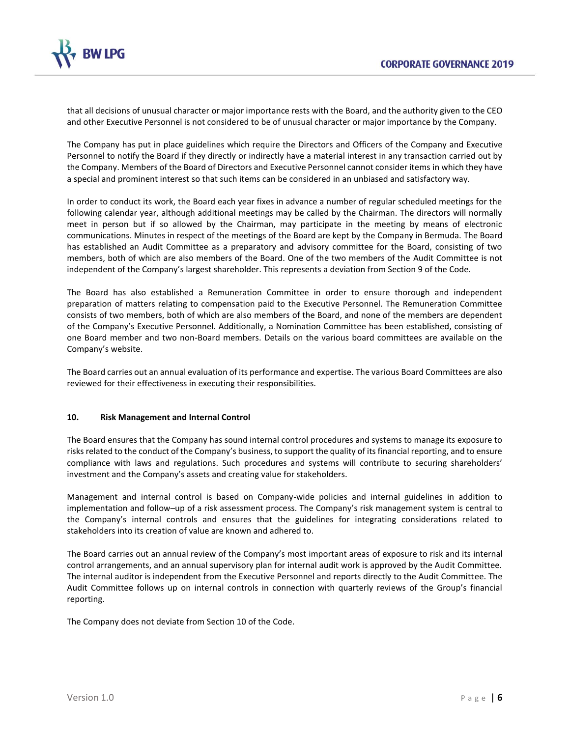that all decisions of unusual character or major importance rests with the Board, and the authority given to the CEO and other Executive Personnel is not considered to be of unusual character or major importance by the Company.

The Company has put in place guidelines which require the Directors and Officers of the Company and Executive Personnel to notify the Board if they directly or indirectly have a material interest in any transaction carried out by the Company. Members of the Board of Directors and Executive Personnel cannot consider items in which they have a special and prominent interest so that such items can be considered in an unbiased and satisfactory way.

In order to conduct its work, the Board each year fixes in advance a number of regular scheduled meetings for the following calendar year, although additional meetings may be called by the Chairman. The directors will normally meet in person but if so allowed by the Chairman, may participate in the meeting by means of electronic communications. Minutes in respect of the meetings of the Board are kept by the Company in Bermuda. The Board has established an Audit Committee as a preparatory and advisory committee for the Board, consisting of two members, both of which are also members of the Board. One of the two members of the Audit Committee is not independent of the Company's largest shareholder. This represents a deviation from Section 9 of the Code.

The Board has also established a Remuneration Committee in order to ensure thorough and independent preparation of matters relating to compensation paid to the Executive Personnel. The Remuneration Committee consists of two members, both of which are also members of the Board, and none of the members are dependent of the Company's Executive Personnel. Additionally, a Nomination Committee has been established, consisting of one Board member and two non-Board members. Details on the various board committees are available on the Company's website.

The Board carries out an annual evaluation of its performance and expertise. The various Board Committees are also reviewed for their effectiveness in executing their responsibilities.

## 10. Risk Management and Internal Control

The Board ensures that the Company has sound internal control procedures and systems to manage its exposure to risks related to the conduct of the Company's business, to support the quality of its financial reporting, and to ensure compliance with laws and regulations. Such procedures and systems will contribute to securing shareholders' investment and the Company's assets and creating value for stakeholders.

Management and internal control is based on Company-wide policies and internal guidelines in addition to implementation and follow–up of a risk assessment process. The Company's risk management system is central to the Company's internal controls and ensures that the guidelines for integrating considerations related to stakeholders into its creation of value are known and adhered to.

The Board carries out an annual review of the Company's most important areas of exposure to risk and its internal control arrangements, and an annual supervisory plan for internal audit work is approved by the Audit Committee. The internal auditor is independent from the Executive Personnel and reports directly to the Audit Committee. The Audit Committee follows up on internal controls in connection with quarterly reviews of the Group's financial reporting.

The Company does not deviate from Section 10 of the Code.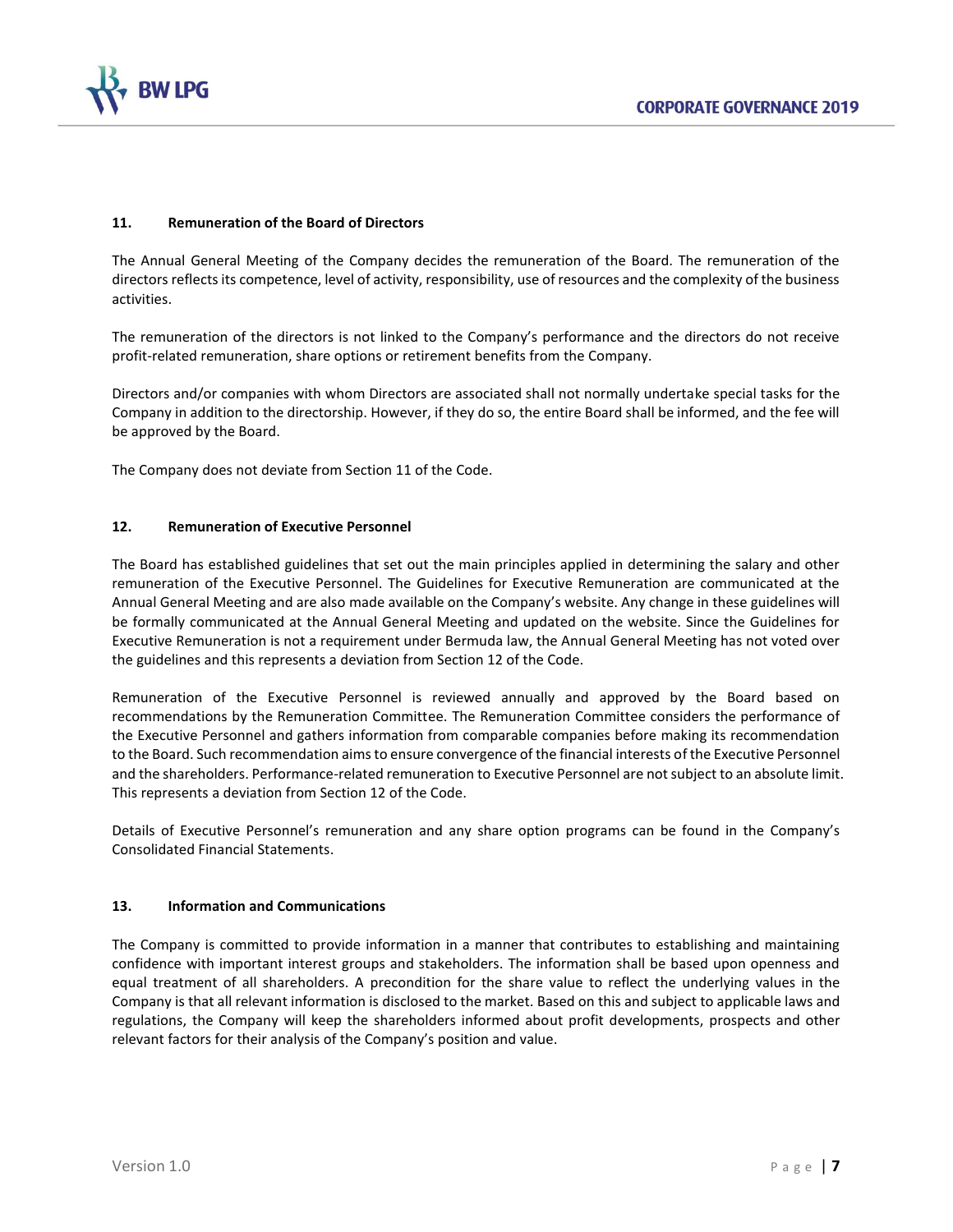## 11. Remuneration of the Board of Directors

The Annual General Meeting of the Company decides the remuneration of the Board. The remuneration of the directors reflects its competence, level of activity, responsibility, use of resources and the complexity of the business activities.

The remuneration of the directors is not linked to the Company's performance and the directors do not receive profit-related remuneration, share options or retirement benefits from the Company.

Directors and/or companies with whom Directors are associated shall not normally undertake special tasks for the Company in addition to the directorship. However, if they do so, the entire Board shall be informed, and the fee will be approved by the Board.

The Company does not deviate from Section 11 of the Code.

## 12. Remuneration of Executive Personnel

The Board has established guidelines that set out the main principles applied in determining the salary and other remuneration of the Executive Personnel. The Guidelines for Executive Remuneration are communicated at the Annual General Meeting and are also made available on the Company's website. Any change in these guidelines will be formally communicated at the Annual General Meeting and updated on the website. Since the Guidelines for Executive Remuneration is not a requirement under Bermuda law, the Annual General Meeting has not voted over the guidelines and this represents a deviation from Section 12 of the Code.

Remuneration of the Executive Personnel is reviewed annually and approved by the Board based on recommendations by the Remuneration Committee. The Remuneration Committee considers the performance of the Executive Personnel and gathers information from comparable companies before making its recommendation to the Board. Such recommendation aims to ensure convergence of the financial interests of the Executive Personnel and the shareholders. Performance-related remuneration to Executive Personnel are not subject to an absolute limit. This represents a deviation from Section 12 of the Code.

Details of Executive Personnel's remuneration and any share option programs can be found in the Company's Consolidated Financial Statements.

## 13. Information and Communications

The Company is committed to provide information in a manner that contributes to establishing and maintaining confidence with important interest groups and stakeholders. The information shall be based upon openness and equal treatment of all shareholders. A precondition for the share value to reflect the underlying values in the Company is that all relevant information is disclosed to the market. Based on this and subject to applicable laws and regulations, the Company will keep the shareholders informed about profit developments, prospects and other relevant factors for their analysis of the Company's position and value.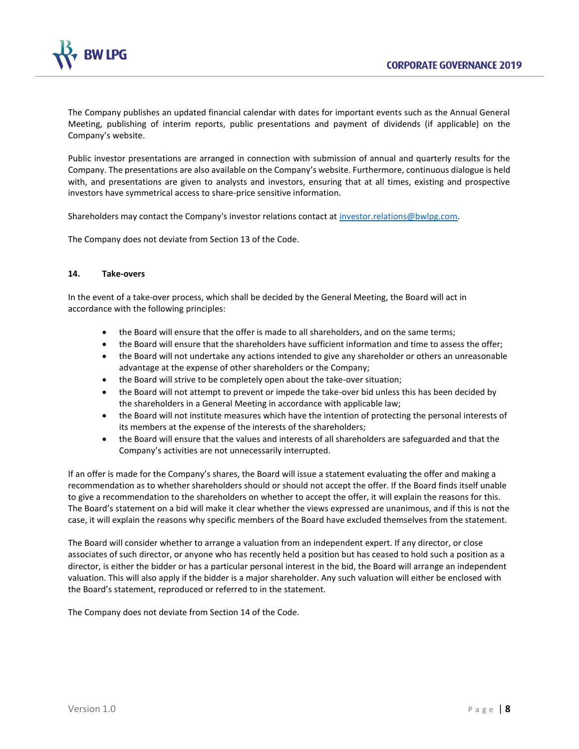The Company publishes an updated financial calendar with dates for important events such as the Annual General Meeting, publishing of interim reports, public presentations and payment of dividends (if applicable) on the Company's website.

Public investor presentations are arranged in connection with submission of annual and quarterly results for the Company. The presentations are also available on the Company's website. Furthermore, continuous dialogue is held with, and presentations are given to analysts and investors, ensuring that at all times, existing and prospective investors have symmetrical access to share-price sensitive information.

Shareholders may contact the Company's investor relations contact at [investor.relations@bwlpg.com](mailto:investor.relations@bwlpg.com).

The Company does not deviate from Section 13 of the Code.

### 14. Take-overs

In the event of a take-over process, which shall be decided by the General Meeting, the Board will act in accordance with the following principles:

- the Board will ensure that the offer is made to all shareholders, and on the same terms;
- the Board will ensure that the shareholders have sufficient information and time to assess the offer;
- the Board will not undertake any actions intended to give any shareholder or others an unreasonable advantage at the expense of other shareholders or the Company;
- the Board will strive to be completely open about the take-over situation;
- the Board will not attempt to prevent or impede the take-over bid unless this has been decided by the shareholders in a General Meeting in accordance with applicable law;
- the Board will not institute measures which have the intention of protecting the personal interests of its members at the expense of the interests of the shareholders;
- the Board will ensure that the values and interests of all shareholders are safeguarded and that the Company's activities are not unnecessarily interrupted.

If an offer is made for the Company's shares, the Board will issue a statement evaluating the offer and making a recommendation as to whether shareholders should or should not accept the offer. If the Board finds itself unable to give a recommendation to the shareholders on whether to accept the offer, it will explain the reasons for this. The Board's statement on a bid will make it clear whether the views expressed are unanimous, and if this is not the case, it will explain the reasons why specific members of the Board have excluded themselves from the statement.

The Board will consider whether to arrange a valuation from an independent expert. If any director, or close associates of such director, or anyone who has recently held a position but has ceased to hold such a position as a director, is either the bidder or has a particular personal interest in the bid, the Board will arrange an independent valuation. This will also apply if the bidder is a major shareholder. Any such valuation will either be enclosed with the Board's statement, reproduced or referred to in the statement.

The Company does not deviate from Section 14 of the Code.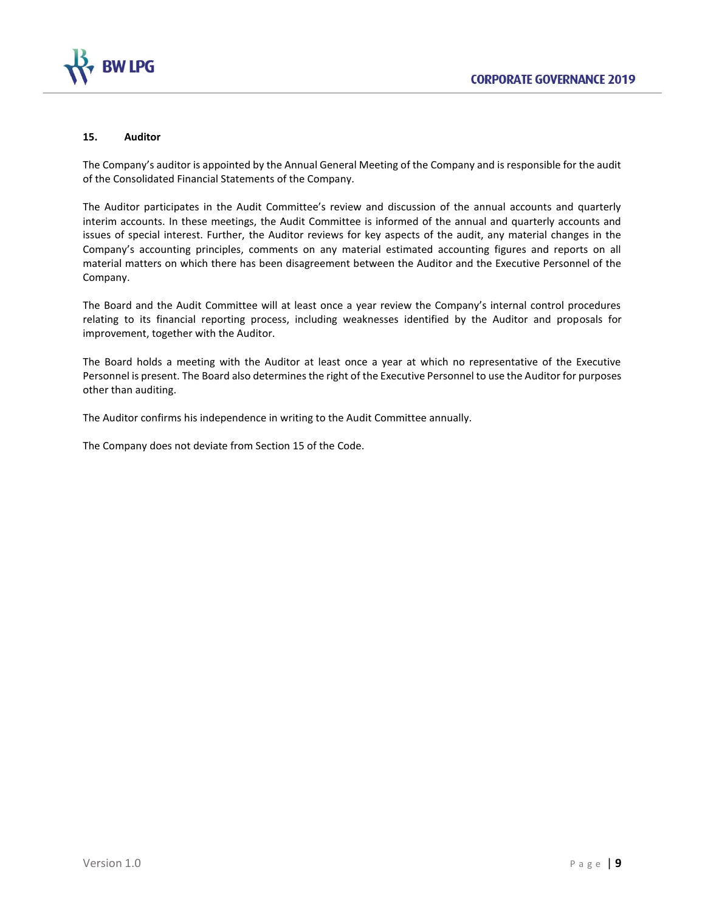## 15. Auditor

The Company's auditor is appointed by the Annual General Meeting of the Company and is responsible for the audit of the Consolidated Financial Statements of the Company.

The Auditor participates in the Audit Committee's review and discussion of the annual accounts and quarterly interim accounts. In these meetings, the Audit Committee is informed of the annual and quarterly accounts and issues of special interest. Further, the Auditor reviews for key aspects of the audit, any material changes in the Company's accounting principles, comments on any material estimated accounting figures and reports on all material matters on which there has been disagreement between the Auditor and the Executive Personnel of the Company.

The Board and the Audit Committee will at least once a year review the Company's internal control procedures relating to its financial reporting process, including weaknesses identified by the Auditor and proposals for improvement, together with the Auditor.

The Board holds a meeting with the Auditor at least once a year at which no representative of the Executive Personnel is present. The Board also determines the right of the Executive Personnel to use the Auditor for purposes other than auditing.

The Auditor confirms his independence in writing to the Audit Committee annually.

The Company does not deviate from Section 15 of the Code.